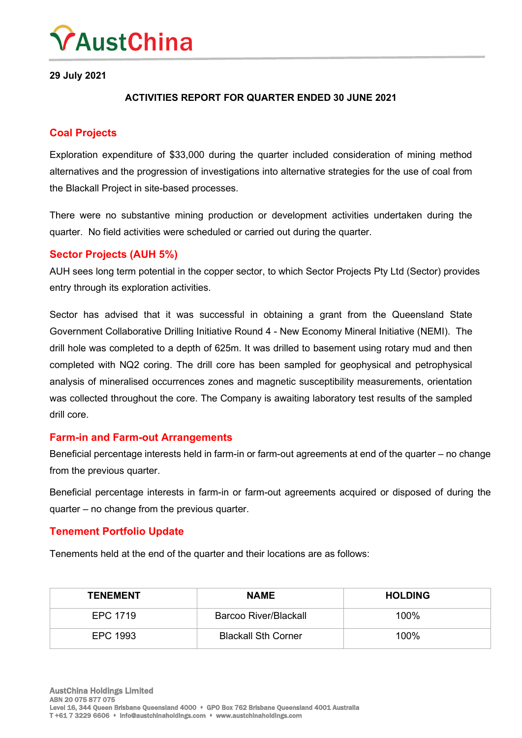29 July 2021

**ACTIVITIES REPORT FOR QUARTER ENDED 30 JUNE 2021**

## Coal Projects

Exploration expenditure of $33,000 during the quarter included consideration of mining method alternatives and the progression of investigations into alternative strategies for the use of coal from the Blackall Project in site-based processes.

There were no substantive mining production or development activities undertaken during the quarter. No field activities were scheduled or carried out during the quarter.

## Sector Projects (AUH 5%)

AUH sees long term potential in the copper sector, to which Sector Projects Pty Ltd (Sector) provides entry through its exploration activities.

Sector has advised that it was successful in obtaining a grant from the Queensland State Government Collaborative Drilling Initiative Round 4 - New Economy Mineral Initiative (NEMI). The drill hole was completed to a depth of 625m. It was drilled to basement using rotary mud and then completed with NQ2 coring. The drill core has been sampled for geophysical and petrophysical analysis of mineralised occurrences zones and magnetic susceptibility measurements, orientation was collected throughout the core. The Company is awaiting laboratory test results of the sampled drill core.

## Farm-in and Farm-out Arrangements

Beneficial percentage interests held in farm-in or farm-out agreements at end of the quarter – no change from the previous quarter.

Beneficial percentage interests in farm-in or farm-out agreements acquired or disposed of during the quarter – no change from the previous quarter.

## Tenement Portfolio Update

Tenements held at the end of the quarter and their locations are as follows:

| TENEMENT | NAME | HOLDING |
|---|---|---|
| EPC 1719 | Barcoo River/Blackall | 100% |
| EPC 1993 | Blackall Sth Corner | 100% |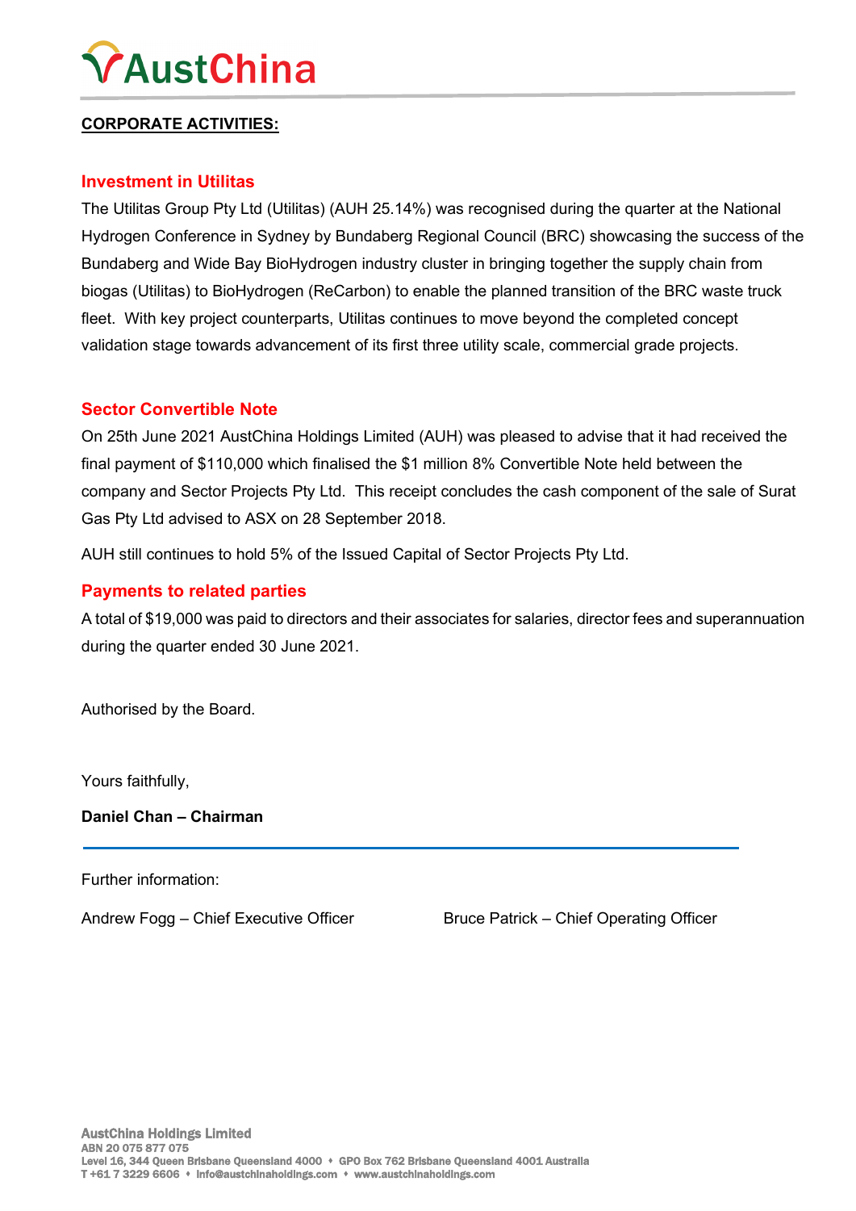**CORPORATE ACTIVITIES:**

## Investment in Utilitas

The Utilitas Group Pty Ltd (Utilitas) (AUH 25.14%) was recognised during the quarter at the National Hydrogen Conference in Sydney by Bundaberg Regional Council (BRC) showcasing the success of the Bundaberg and Wide Bay BioHydrogen industry cluster in bringing together the supply chain from biogas (Utilitas) to BioHydrogen (ReCarbon) to enable the planned transition of the BRC waste truck fleet. With key project counterparts, Utilitas continues to move beyond the completed concept validation stage towards advancement of its first three utility scale, commercial grade projects.

## Sector Convertible Note

On 25th June 2021 AustChina Holdings Limited (AUH) was pleased to advise that it had received the final payment of $110,000 which finalised the $1 million 8% Convertible Note held between the company and Sector Projects Pty Ltd. This receipt concludes the cash component of the sale of Surat Gas Pty Ltd advised to ASX on 28 September 2018.

AUH still continues to hold 5% of the Issued Capital of Sector Projects Pty Ltd.

## Payments to related parties

A total of $19,000 was paid to directors and their associates for salaries, director fees and superannuation during the quarter ended 30 June 2021.

Authorised by the Board.

Yours faithfully,

**Daniel Chan – Chairman**

---

Further information:

Andrew Fogg – Chief Executive Officer

Bruce Patrick – Chief Operating Officer